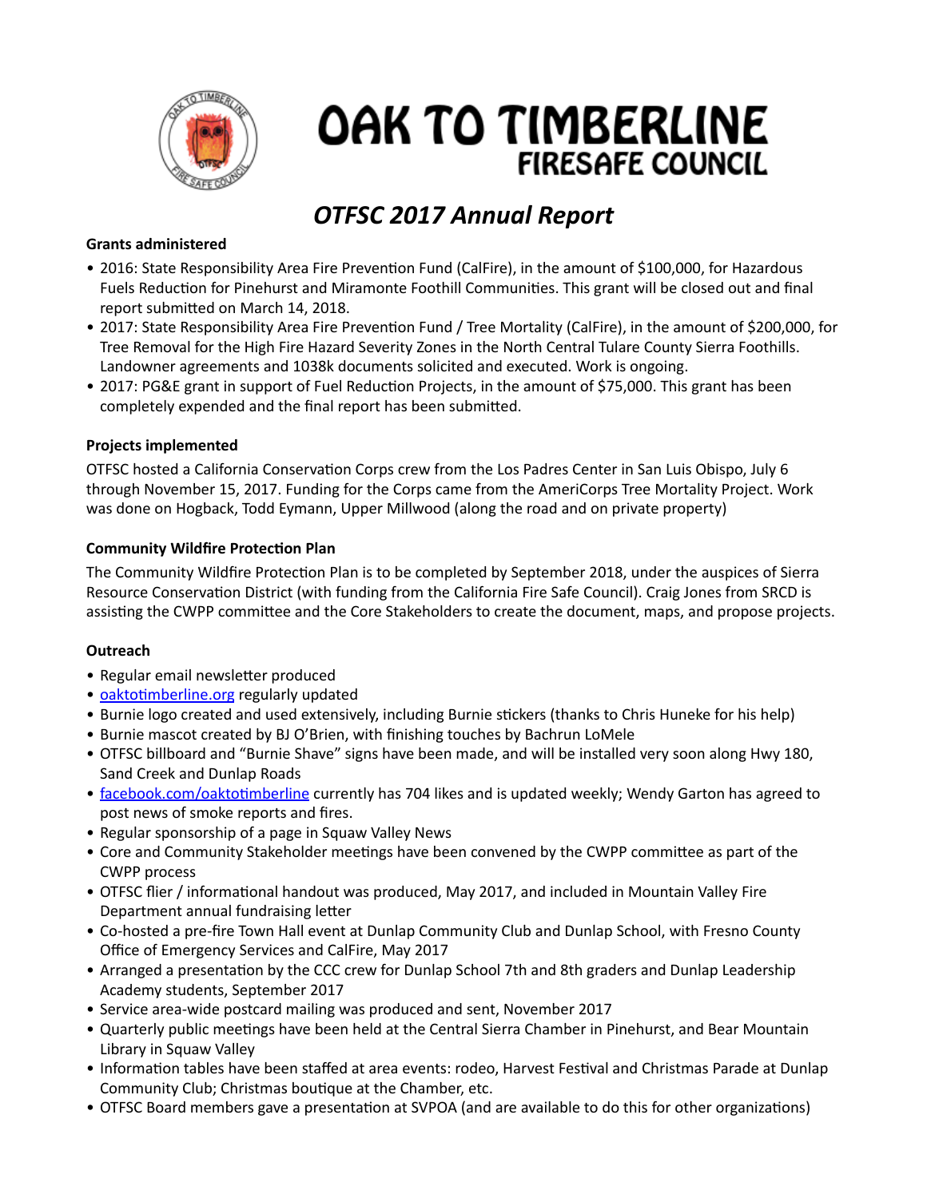# OAK TO TIMBERLINE
## FIRESAFE COUNCIL

## *OTFSC 2017 Annual Report*

**Grants administered**

- 2016: State Responsibility Area Fire Prevention Fund (CalFire), in the amount of $100,000, for Hazardous Fuels Reduction for Pinehurst and Miramonte Foothill Communities. This grant will be closed out and final report submitted on March 14, 2018.
- 2017: State Responsibility Area Fire Prevention Fund / Tree Mortality (CalFire), in the amount of $200,000, for Tree Removal for the High Fire Hazard Severity Zones in the North Central Tulare County Sierra Foothills. Landowner agreements and 1038k documents solicited and executed. Work is ongoing.
- 2017: PG&E grant in support of Fuel Reduction Projects, in the amount of $75,000. This grant has been completely expended and the final report has been submitted.

**Projects implemented**

OTFSC hosted a California Conservation Corps crew from the Los Padres Center in San Luis Obispo, July 6 through November 15, 2017. Funding for the Corps came from the AmeriCorps Tree Mortality Project. Work was done on Hogback, Todd Eymann, Upper Millwood (along the road and on private property)

**Community Wildfire Protection Plan**

The Community Wildfire Protection Plan is to be completed by September 2018, under the auspices of Sierra Resource Conservation District (with funding from the California Fire Safe Council). Craig Jones from SRCD is assisting the CWPP committee and the Core Stakeholders to create the document, maps, and propose projects.

**Outreach**

- Regular email newsletter produced
- [oaktotimberline.org](oaktotimberline.org) regularly updated
- Burnie logo created and used extensively, including Burnie stickers (thanks to Chris Huneke for his help)
- Burnie mascot created by BJ O'Brien, with finishing touches by Bachrun LoMele
- OTFSC billboard and "Burnie Shave" signs have been made, and will be installed very soon along Hwy 180, Sand Creek and Dunlap Roads
- [facebook.com/oaktotimberline](facebook.com/oaktotimberline) currently has 704 likes and is updated weekly; Wendy Garton has agreed to post news of smoke reports and fires.
- Regular sponsorship of a page in Squaw Valley News
- Core and Community Stakeholder meetings have been convened by the CWPP committee as part of the CWPP process
- OTFSC flier / informational handout was produced, May 2017, and included in Mountain Valley Fire Department annual fundraising letter
- Co-hosted a pre-fire Town Hall event at Dunlap Community Club and Dunlap School, with Fresno County Office of Emergency Services and CalFire, May 2017
- Arranged a presentation by the CCC crew for Dunlap School 7th and 8th graders and Dunlap Leadership Academy students, September 2017
- Service area-wide postcard mailing was produced and sent, November 2017
- Quarterly public meetings have been held at the Central Sierra Chamber in Pinehurst, and Bear Mountain Library in Squaw Valley
- Information tables have been staffed at area events: rodeo, Harvest Festival and Christmas Parade at Dunlap Community Club; Christmas boutique at the Chamber, etc.
- OTFSC Board members gave a presentation at SVPOA (and are available to do this for other organizations)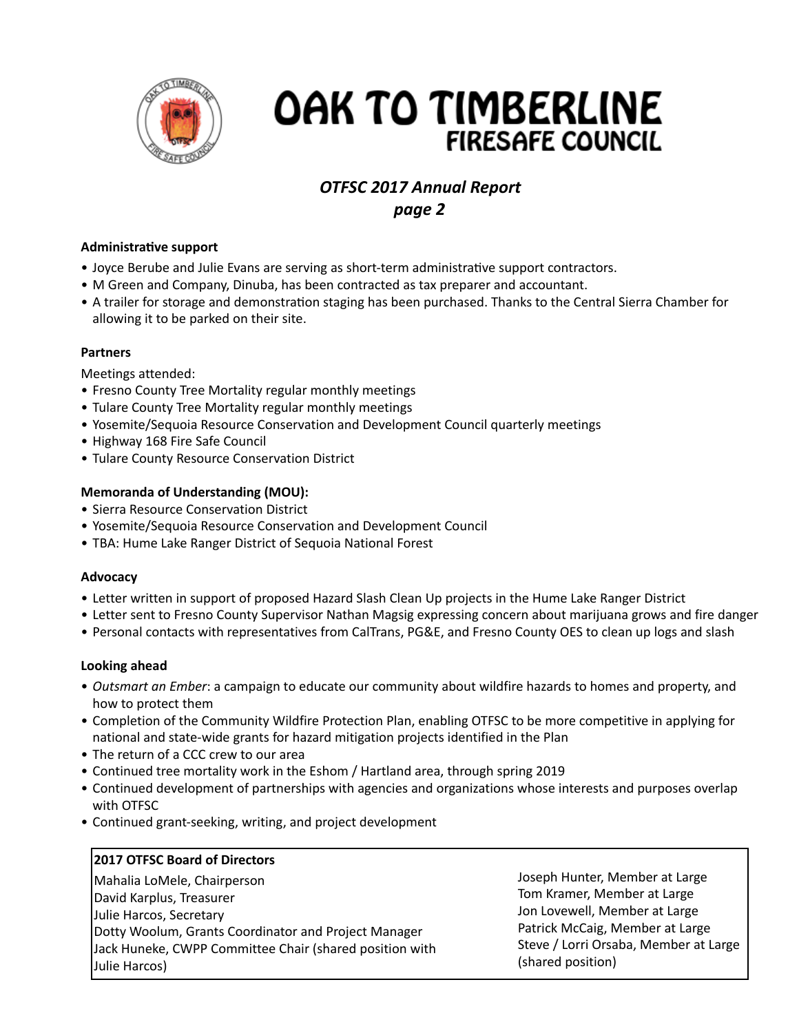# OAK TO TIMBERLINE FIRESAFE COUNCIL

## *OTFSC 2017 Annual Report page 2*

**Administrative support**

- Joyce Berube and Julie Evans are serving as short-term administrative support contractors.
- M Green and Company, Dinuba, has been contracted as tax preparer and accountant.
- A trailer for storage and demonstration staging has been purchased. Thanks to the Central Sierra Chamber for allowing it to be parked on their site.

**Partners**

Meetings attended:

- Fresno County Tree Mortality regular monthly meetings
- Tulare County Tree Mortality regular monthly meetings
- Yosemite/Sequoia Resource Conservation and Development Council quarterly meetings
- Highway 168 Fire Safe Council
- Tulare County Resource Conservation District

**Memoranda of Understanding (MOU):**

- Sierra Resource Conservation District
- Yosemite/Sequoia Resource Conservation and Development Council
- TBA: Hume Lake Ranger District of Sequoia National Forest

**Advocacy**

- Letter written in support of proposed Hazard Slash Clean Up projects in the Hume Lake Ranger District
- Letter sent to Fresno County Supervisor Nathan Magsig expressing concern about marijuana grows and fire danger
- Personal contacts with representatives from CalTrans, PG&E, and Fresno County OES to clean up logs and slash

**Looking ahead**

- *Outsmart an Ember*: a campaign to educate our community about wildfire hazards to homes and property, and how to protect them
- Completion of the Community Wildfire Protection Plan, enabling OTFSC to be more competitive in applying for national and state-wide grants for hazard mitigation projects identified in the Plan
- The return of a CCC crew to our area
- Continued tree mortality work in the Eshom / Hartland area, through spring 2019
- Continued development of partnerships with agencies and organizations whose interests and purposes overlap with OTFSC
- Continued grant-seeking, writing, and project development

**2017 OTFSC Board of Directors**

Mahalia LoMele, Chairperson
David Karplus, Treasurer
Julie Harcos, Secretary
Dotty Woolum, Grants Coordinator and Project Manager
Jack Huneke, CWPP Committee Chair (shared position with Julie Harcos)
Joseph Hunter, Member at Large
Tom Kramer, Member at Large
Jon Lovewell, Member at Large
Patrick McCaig, Member at Large
Steve / Lorri Orsaba, Member at Large (shared position)